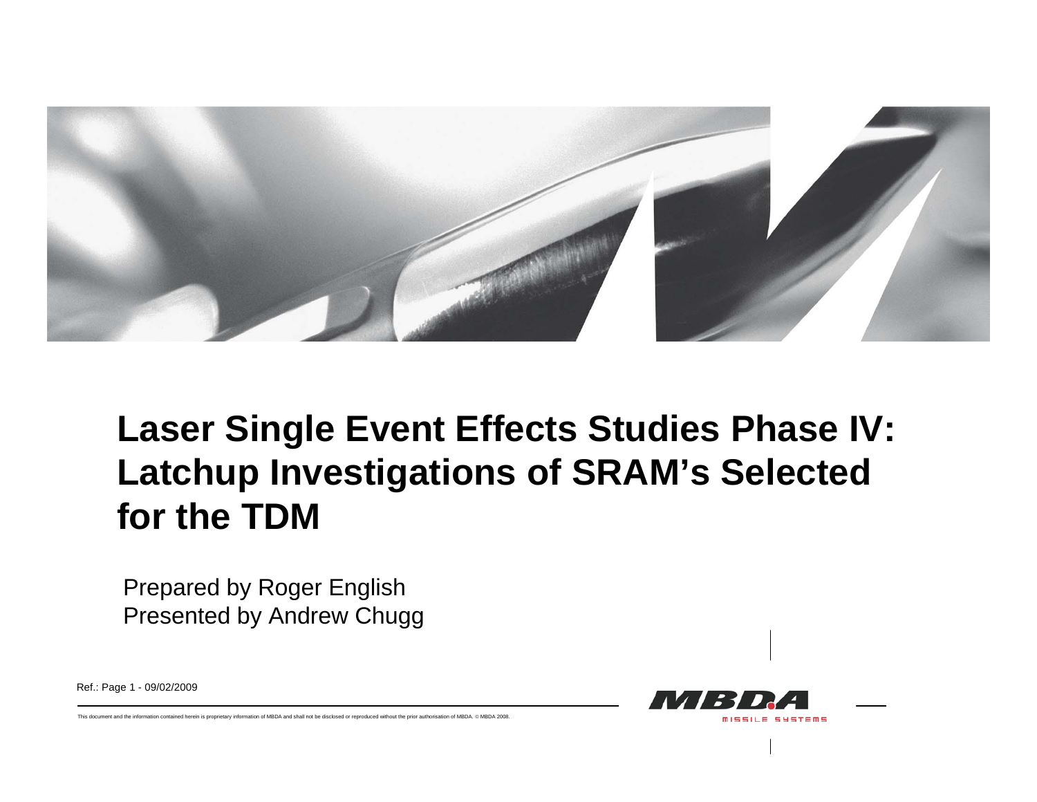# Laser Single Event Effects Studies Phase IV: Latchup Investigations of SRAM's Selected for the TDM

Prepared by Roger English
Presented by Andrew Chugg

Ref.: Page 1 - 09/02/2009

This document and the information contained herein is proprietary information of MBDA and shall not be disclosed or reproduced without the prior authorisation of MBDA. © MBDA 2008.

MBDA MISSILE SYSTEMS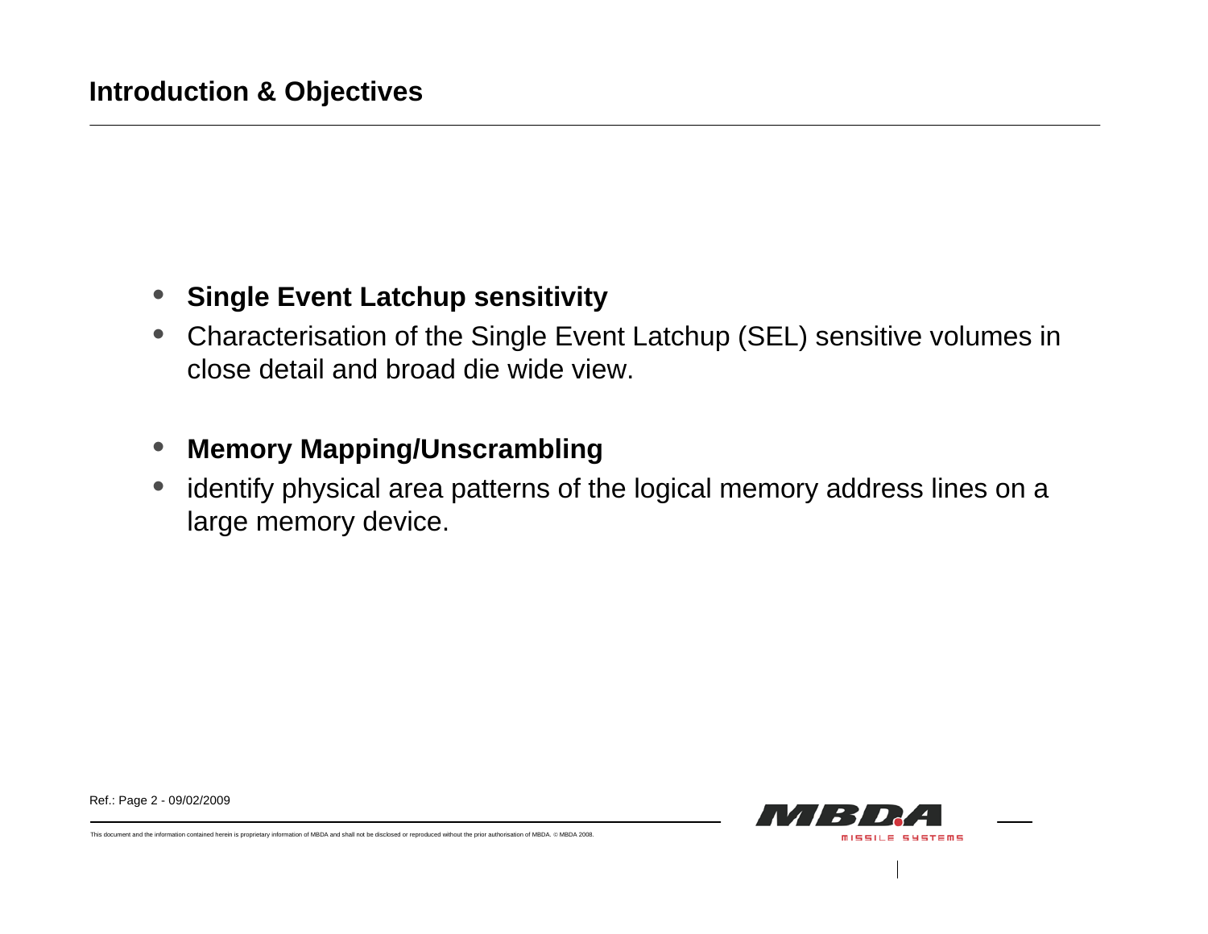## Introduction & Objectives

- **Single Event Latchup sensitivity**
- Characterisation of the Single Event Latchup (SEL) sensitive volumes in close detail and broad die wide view.

- **Memory Mapping/Unscrambling**
- identify physical area patterns of the logical memory address lines on a large memory device.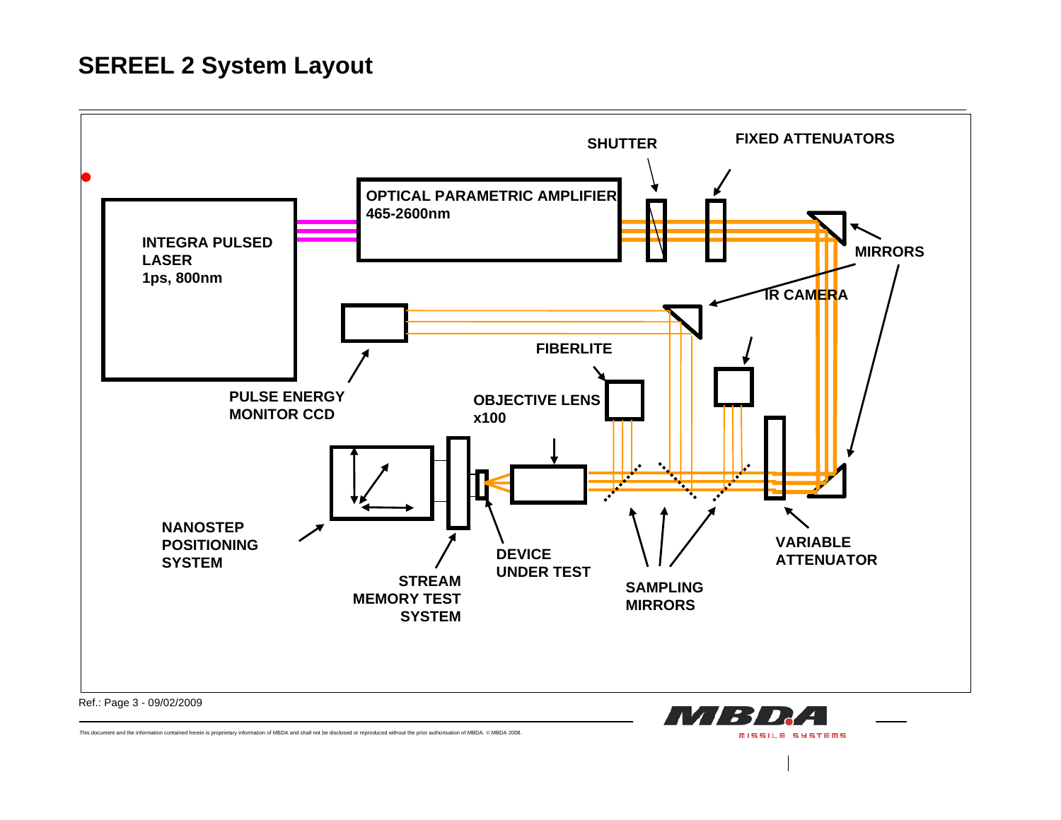# SEREEL 2 System Layout

INTEGRA PULSED LASER 1ps, 800nm

OPTICAL PARAMETRIC AMPLIFIER 465-2600nm

SHUTTER

FIXED ATTENUATORS

MIRRORS

IR CAMERA

PULSE ENERGY MONITOR CCD

FIBERLITE

OBJECTIVE LENS x100

NANOSTEP POSITIONING SYSTEM

STREAM MEMORY TEST SYSTEM

DEVICE UNDER TEST

SAMPLING MIRRORS

VARIABLE ATTENUATOR

Ref.: Page 3 - 09/02/2009

This document and the information contained herein is proprietary information of MBDA and shall not be disclosed or reproduced without the prior authorisation of MBDA. © MBDA 2008.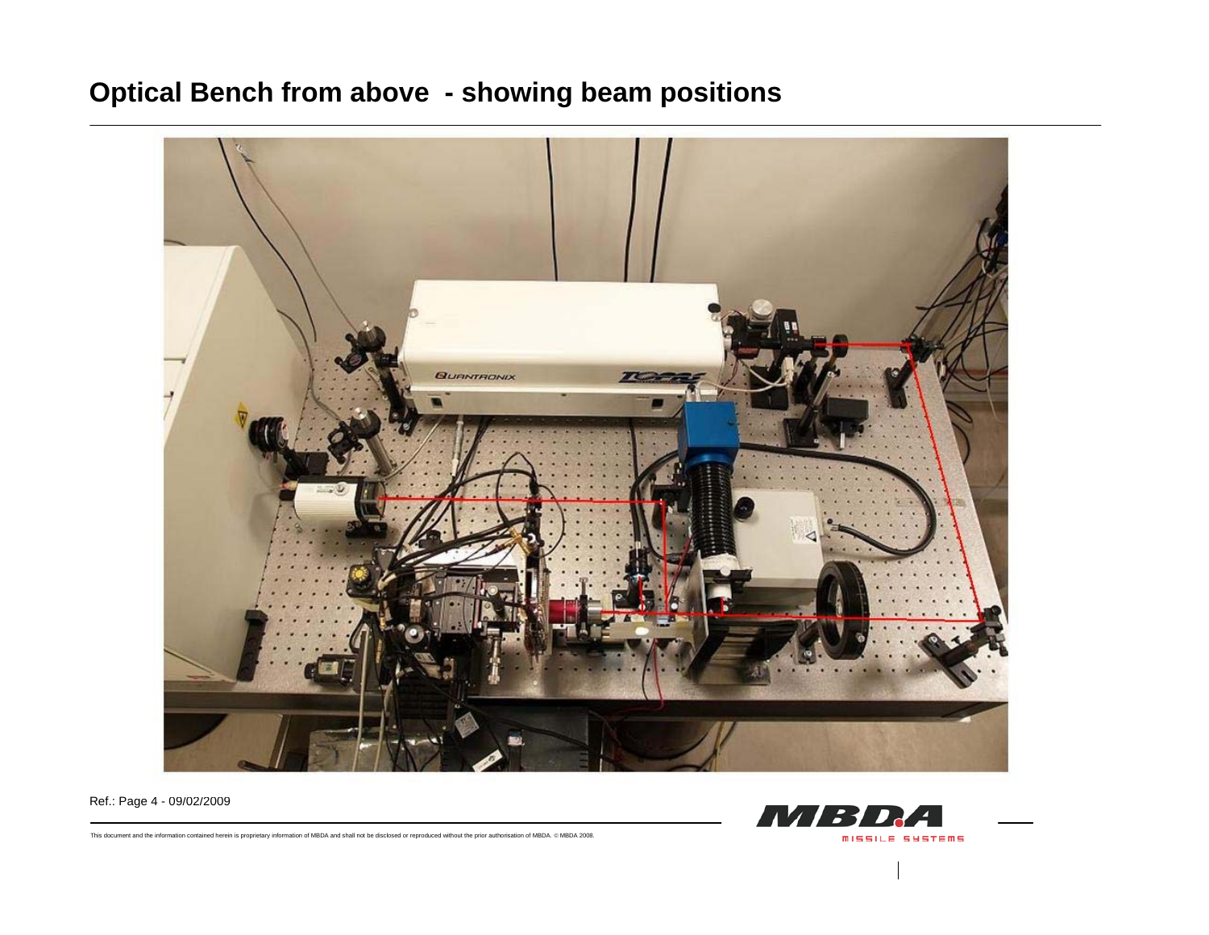# Optical Bench from above - showing beam positions

Ref.: Page 4 - 09/02/2009

This document and the information contained herein is proprietary information of MBDA and shall not be disclosed or reproduced without the prior authorisation of MBDA. © MBDA 2008.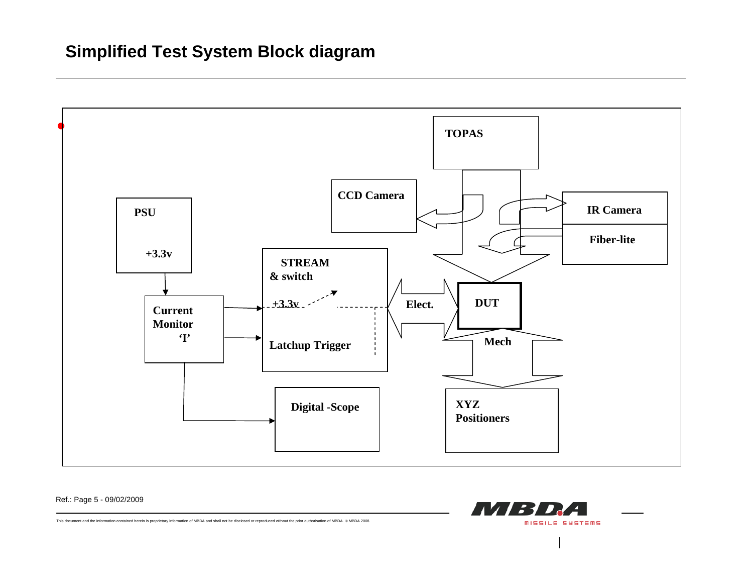# Simplified Test System Block diagram

TOPAS

CCD Camera

IR Camera

Fiber-lite

PSU

+3.3v

STREAM
& switch

+3.3v

Latchup Trigger

Current
Monitor
'I'

Elect.

DUT

Mech

Digital -Scope

XYZ
Positioners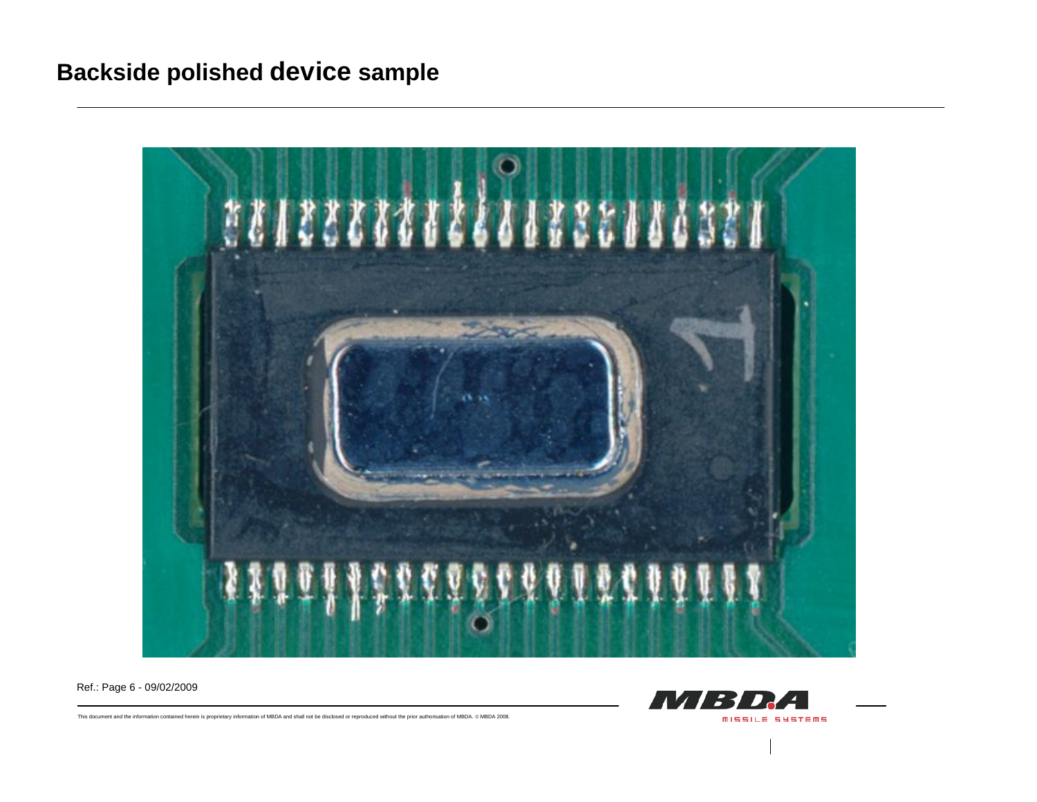# Backside polished device sample

Ref.: Page 6 - 09/02/2009

This document and the information contained herein is proprietary information of MBDA and shall not be disclosed or reproduced without the prior authorisation of MBDA. © MBDA 2008.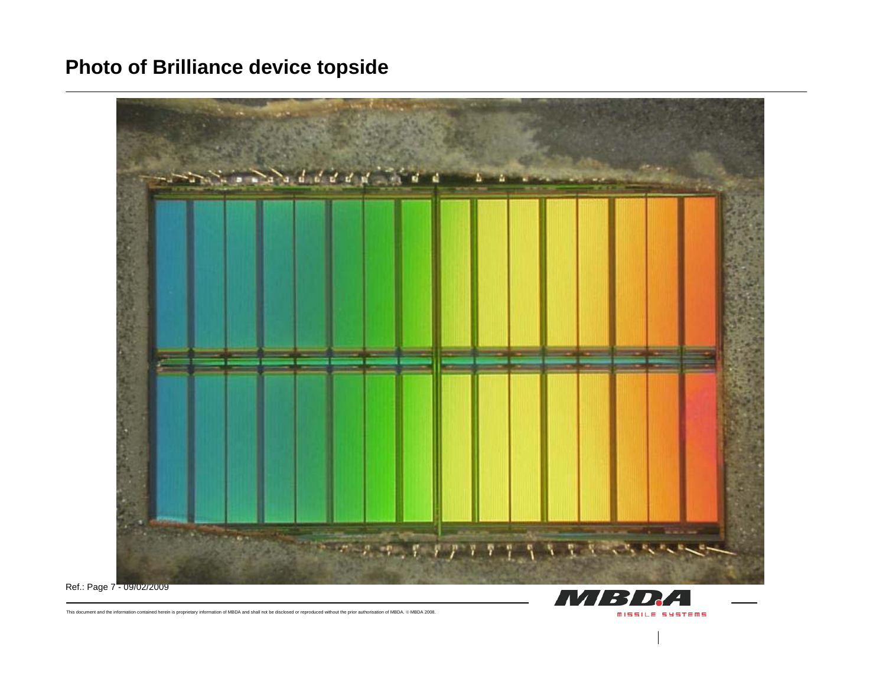# Photo of Brilliance device topside

Ref.: Page 7 - 09/02/2009

This document and the information contained herein is proprietary information of MBDA and shall not be disclosed or reproduced without the prior authorisation of MBDA. © MBDA 2008.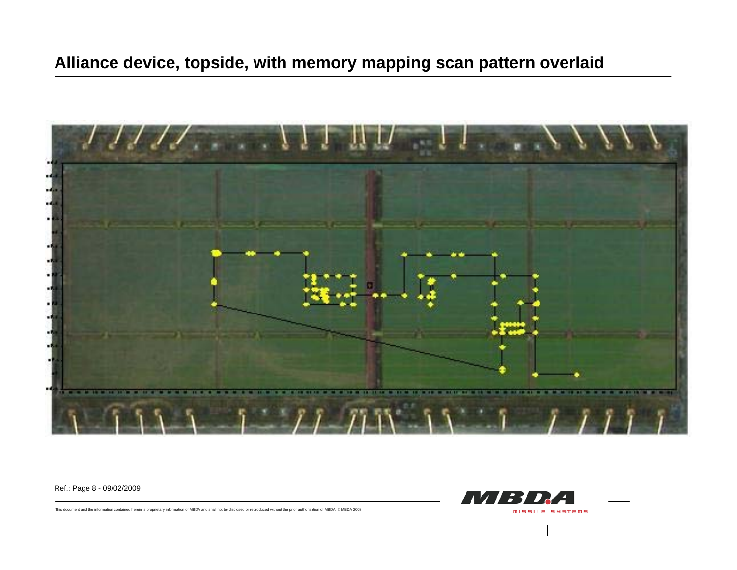# Alliance device, topside, with memory mapping scan pattern overlaid

Ref.: Page 8 - 09/02/2009

This document and the information contained herein is proprietary information of MBDA and shall not be disclosed or reproduced without the prior authorisation of MBDA. © MBDA 2008.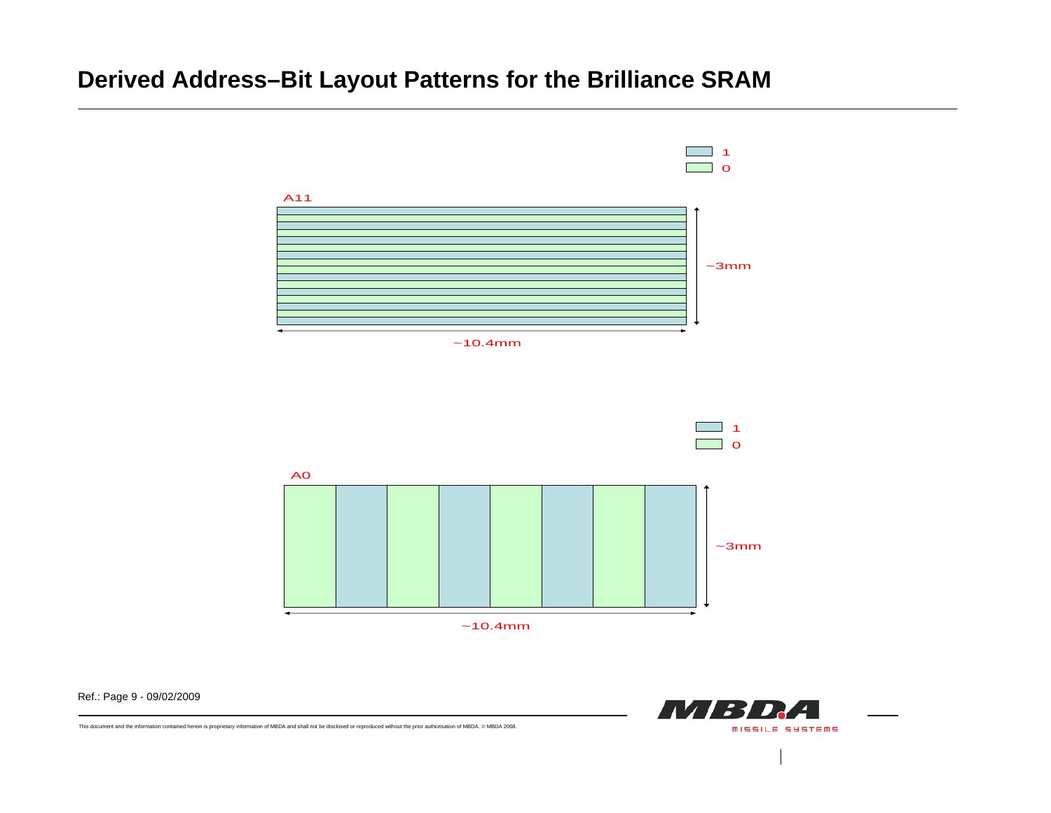# Derived Address–Bit Layout Patterns for the Brilliance SRAM

1
0

A11

~3mm

~10.4mm

1
0

A0

~3mm

~10.4mm

Ref.: Page 9 - 09/02/2009

This document and the information contained herein is proprietary information of MBDA and shall not be disclosed or reproduced without the prior authorisation of MBDA. © MBDA 2008.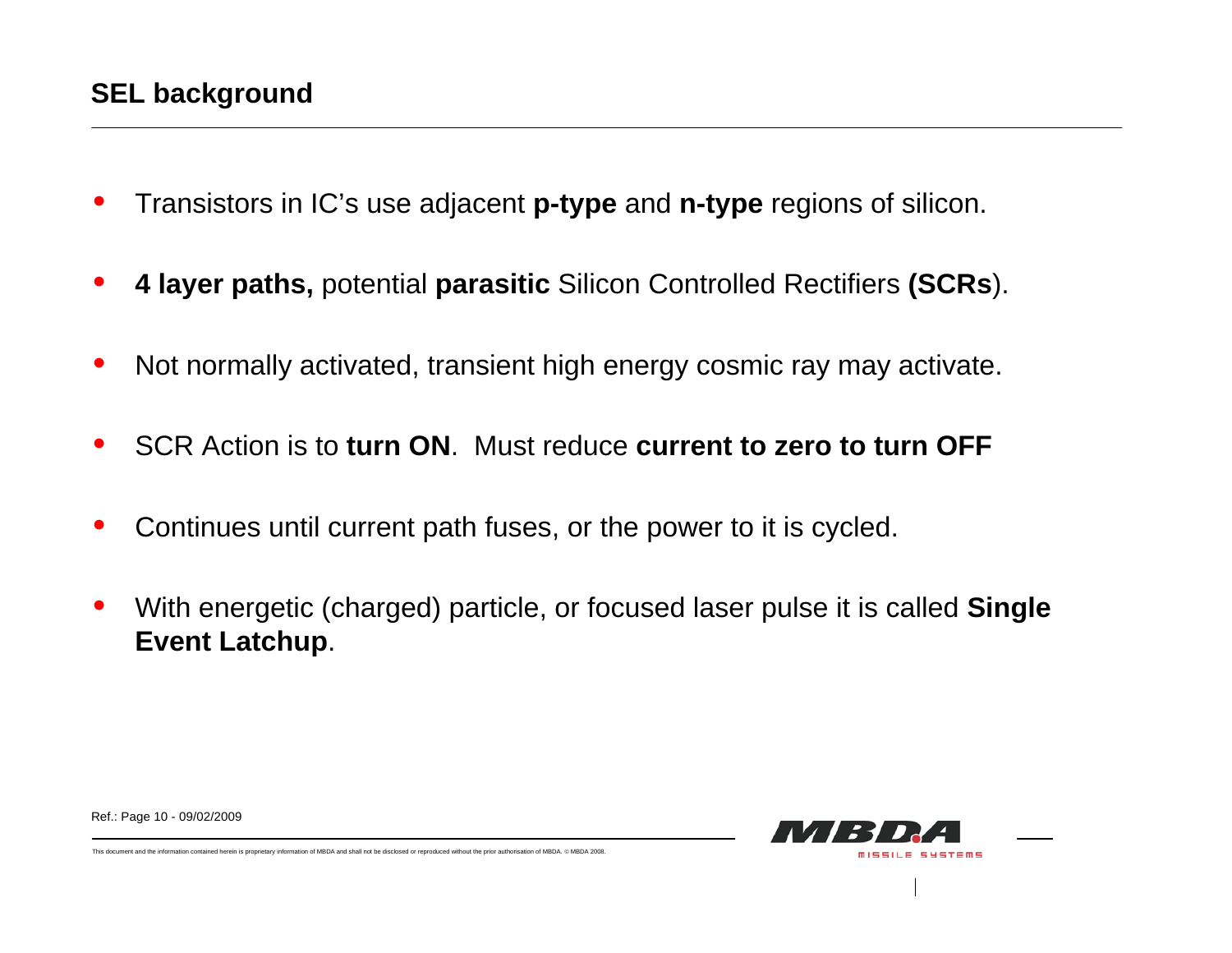## SEL background

- Transistors in IC's use adjacent **p-type** and **n-type** regions of silicon.
- **4 layer paths,** potential **parasitic** Silicon Controlled Rectifiers **(SCRs**).
- Not normally activated, transient high energy cosmic ray may activate.
- SCR Action is to **turn ON**. Must reduce **current to zero to turn OFF**
- Continues until current path fuses, or the power to it is cycled.
- With energetic (charged) particle, or focused laser pulse it is called **Single Event Latchup**.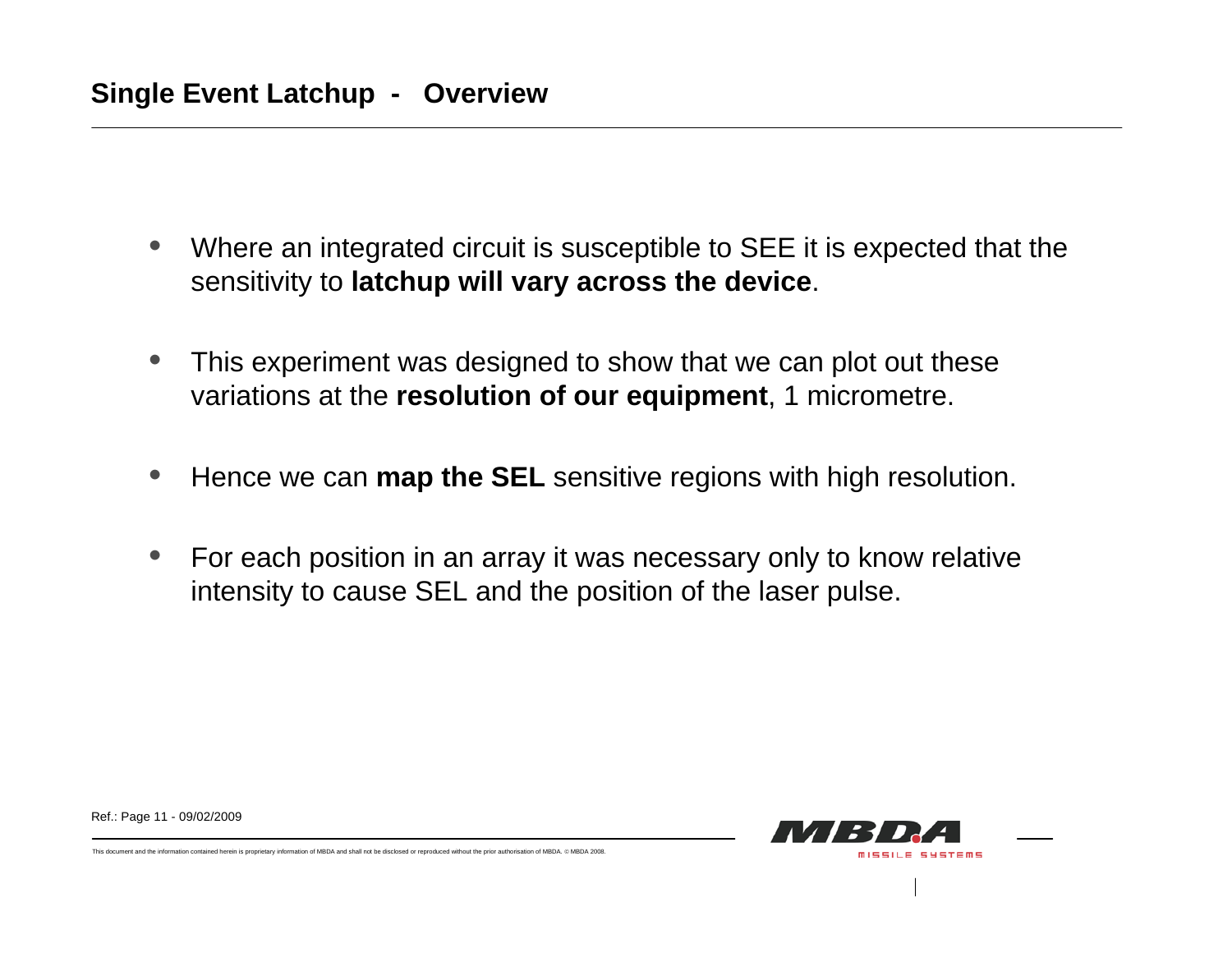## Single Event Latchup - Overview

- Where an integrated circuit is susceptible to SEE it is expected that the sensitivity to **latchup will vary across the device**.
- This experiment was designed to show that we can plot out these variations at the **resolution of our equipment**, 1 micrometre.
- Hence we can **map the SEL** sensitive regions with high resolution.
- For each position in an array it was necessary only to know relative intensity to cause SEL and the position of the laser pulse.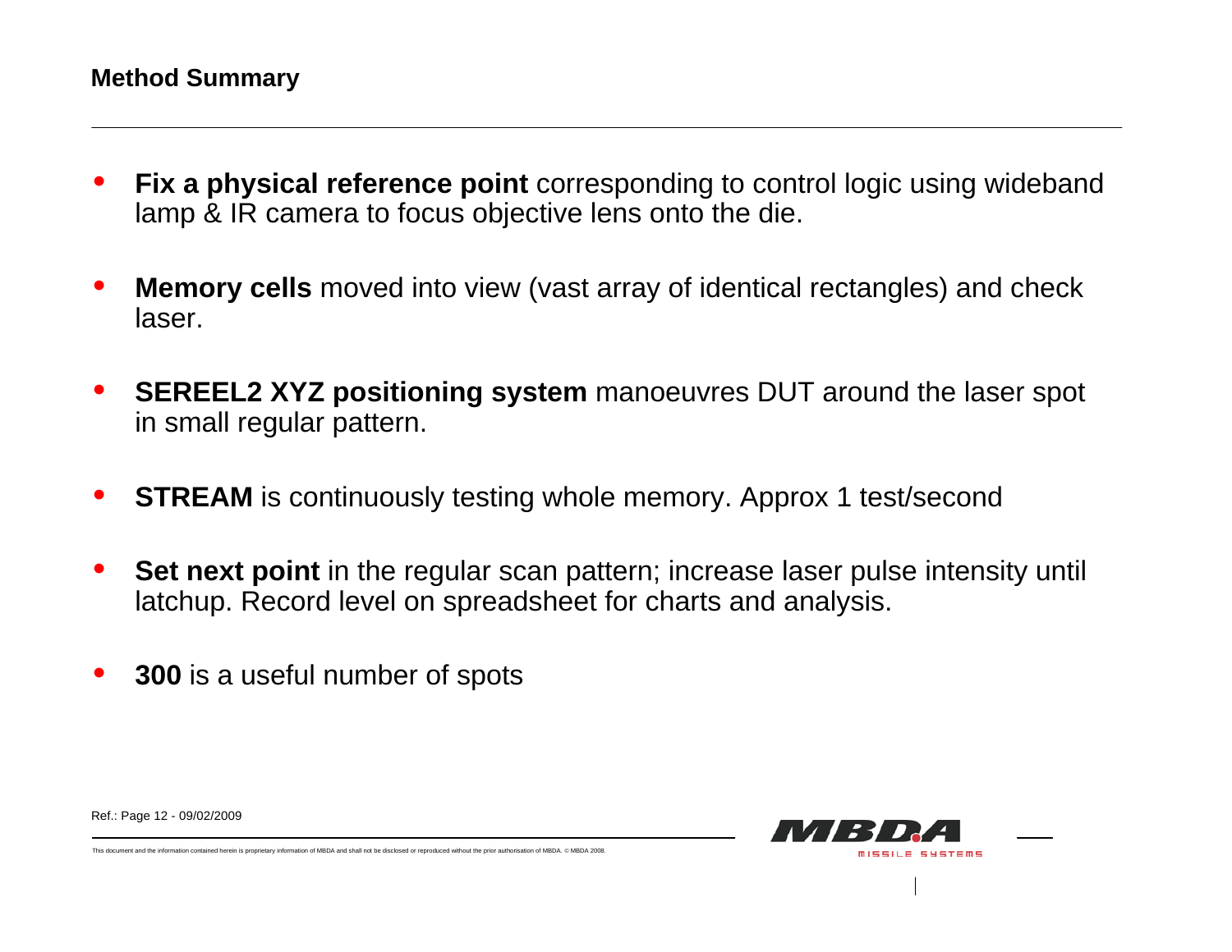## Method Summary

- **Fix a physical reference point** corresponding to control logic using wideband lamp & IR camera to focus objective lens onto the die.
- **Memory cells** moved into view (vast array of identical rectangles) and check laser.
- **SEREEL2 XYZ positioning system** manoeuvres DUT around the laser spot in small regular pattern.
- **STREAM** is continuously testing whole memory. Approx 1 test/second
- **Set next point** in the regular scan pattern; increase laser pulse intensity until latchup. Record level on spreadsheet for charts and analysis.
- **300** is a useful number of spots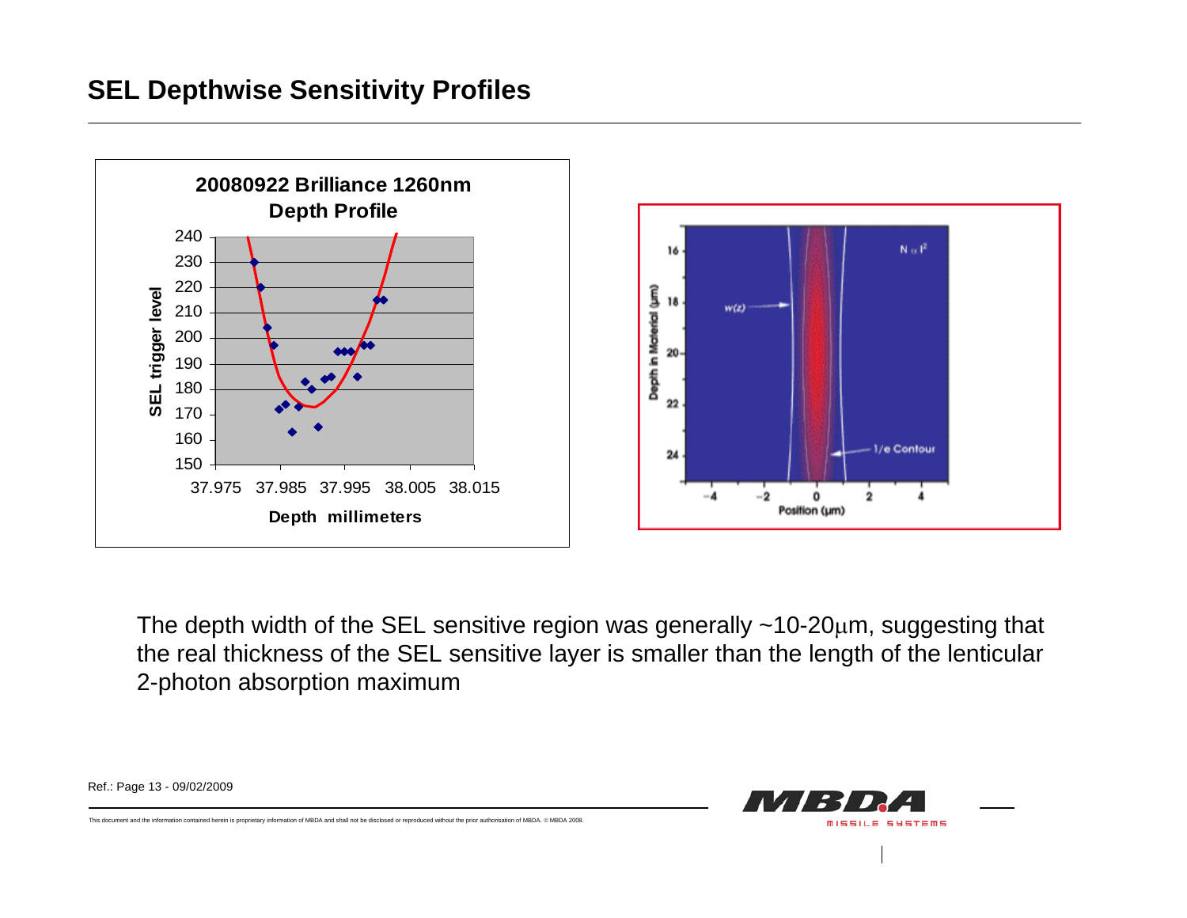## SEL Depthwise Sensitivity Profiles

**20080922 Brilliance 1260nm Depth Profile**

The depth width of the SEL sensitive region was generally ~10-20μm, suggesting that the real thickness of the SEL sensitive layer is smaller than the length of the lenticular 2-photon absorption maximum

Ref.: Page 13 - 09/02/2009

This document and the information contained herein is proprietary information of MBDA and shall not be disclosed or reproduced without the prior authorisation of MBDA. © MBDA 2008.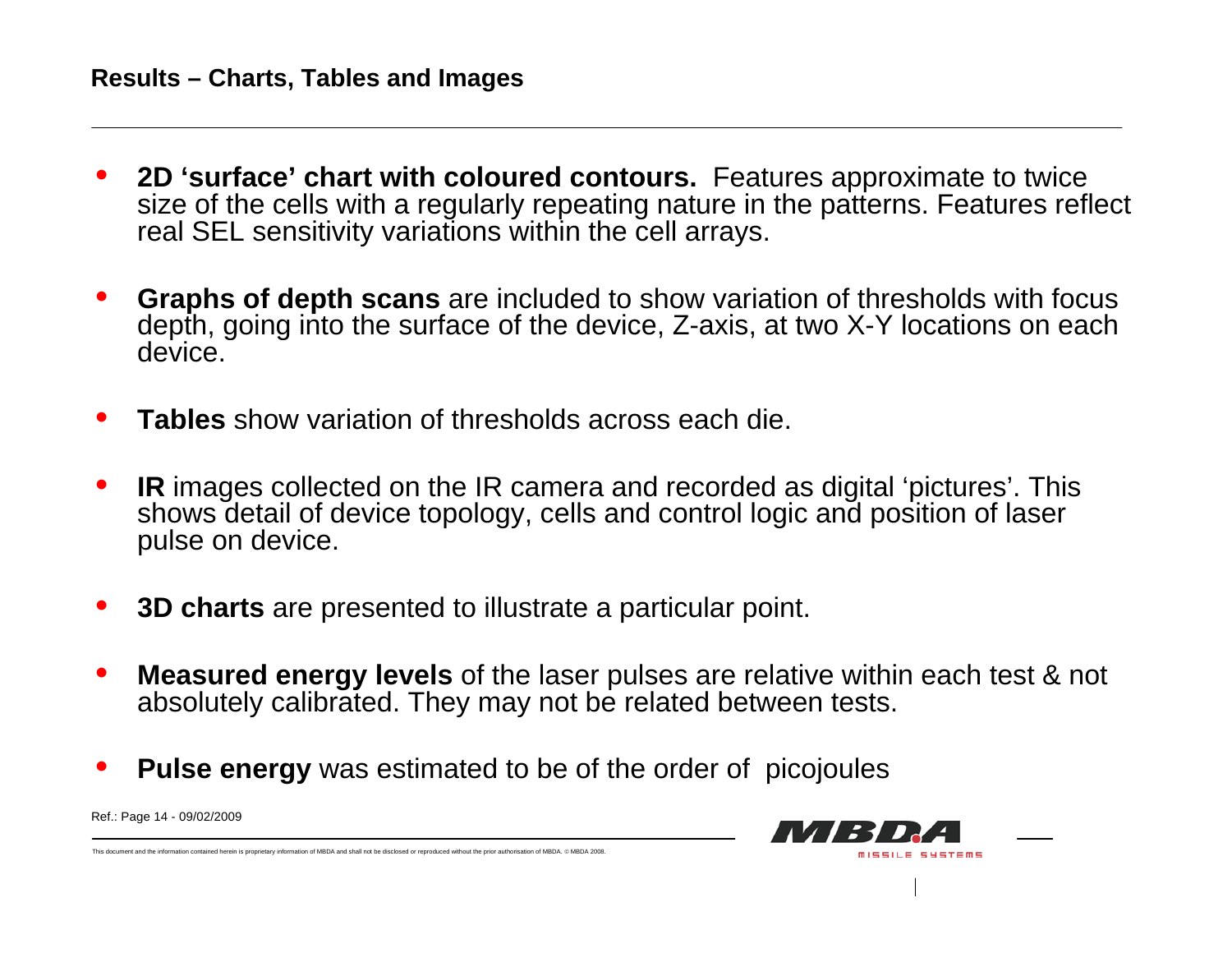## Results – Charts, Tables and Images

- **2D 'surface' chart with coloured contours.** Features approximimate to twice size of the cells with a regularly repeating nature in the patterns. Features reflect real SEL sensitivity variations within the cell arrays.
- **Graphs of depth scans** are included to show variation of thresholds with focus depth, going into the surface of the device, Z-axis, at two X-Y locations on each device.
- **Tables** show variation of thresholds across each die.
- **IR** images collected on the IR camera and recorded as digital 'pictures'. This shows detail of device topology, cells and control logic and position of laser pulse on device.
- **3D charts** are presented to illustrate a particular point.
- **Measured energy levels** of the laser pulses are relative within each test & not absolutely calibrated. They may not be related between tests.
- **Pulse energy** was estimated to be of the order of picojoules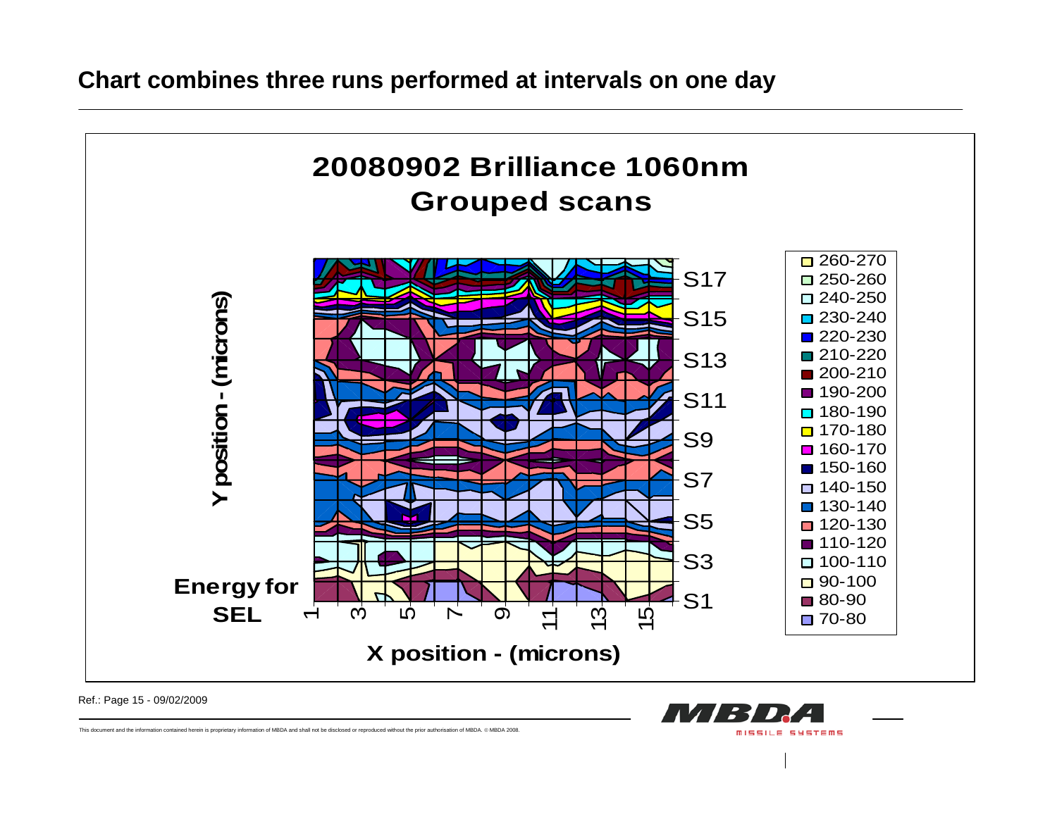## Chart combines three runs performed at intervals on one day

**20080902 Brilliance 1060nm**
**Grouped scans**

Y position - (microns)

X position - (microns)

Energy for SEL

X axis: 1, 3, 5, 7, 9, 11, 13, 15

Y axis: S1, S3, S5, S7, S9, S11, S13, S15, S17

Legend: 260-270, 250-260, 240-250, 230-240, 220-230, 210-220, 200-210, 190-200, 180-190, 170-180, 160-170, 150-160, 140-150, 130-140, 120-130, 110-120, 100-110, 90-100, 80-90, 70-80

Ref.: Page 15 - 09/02/2009

This document and the information contained herein is proprietary information of MBDA and shall not be disclosed or reproduced without the prior authorisation of MBDA. © MBDA 2008.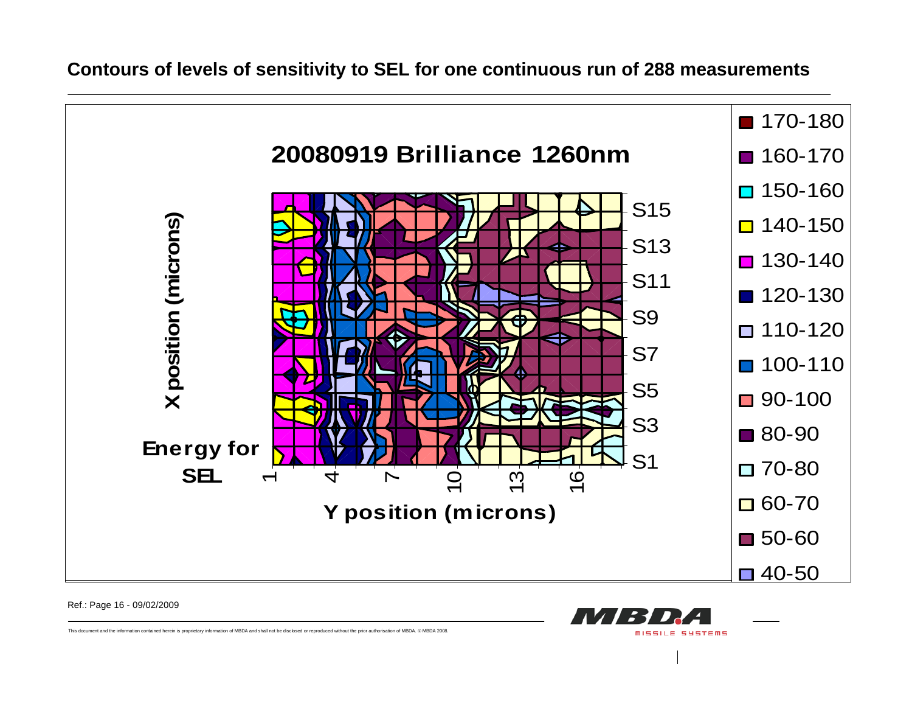## Contours of levels of sensitivity to SEL for one continuous run of 288 measurements

**20080919 Brilliance 1260nm**

X position (microns)

Energy for SEL

Y position (microns)

1, 4, 7, 10, 13, 16

S1, S3, S5, S7, S9, S11, S13, S15

- 170-180
- 160-170
- 150-160
- 140-150
- 130-140
- 120-130
- 110-120
- 100-110
- 90-100
- 80-90
- 70-80
- 60-70
- 50-60
- 40-50

Ref.: Page 16 - 09/02/2009

This document and the information contained herein is proprietary information of MBDA and shall not be disclosed or reproduced without the prior authorisation of MBDA. © MBDA 2008.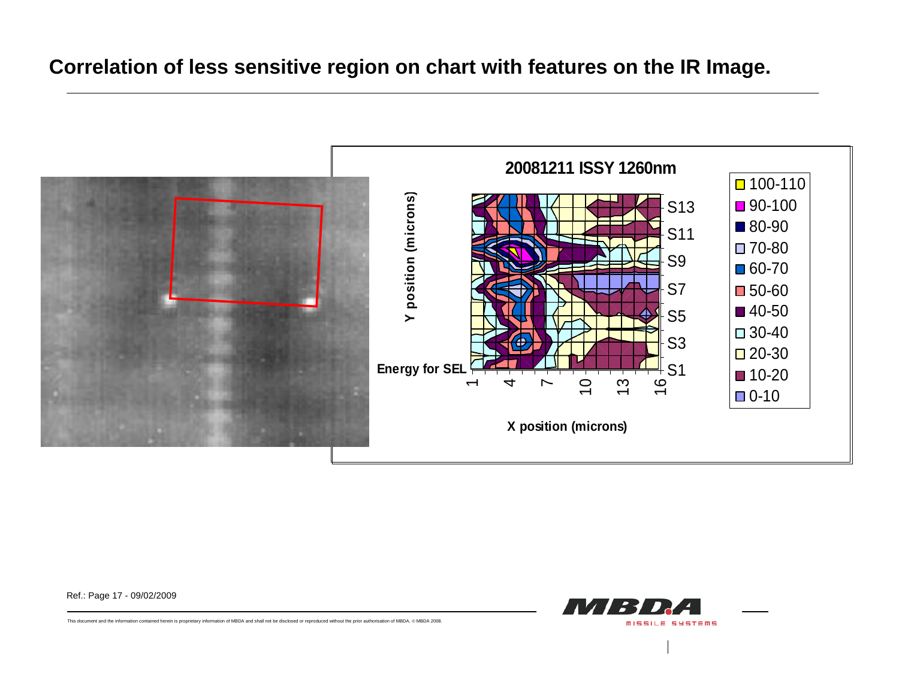# Correlation of less sensitive region on chart with features on the IR Image.

**20081211 ISSY 1260nm**

Y position (microns)

Energy for SEL

X position (microns)

X axis: 1, 4, 7, 10, 13, 16

Y axis: S1, S3, S5, S7, S9, S11, S13

Legend:
- 100-110
- 90-100
- 80-90
- 70-80
- 60-70
- 50-60
- 40-50
- 30-40
- 20-30
- 10-20
- 0-10

Ref.: Page 17 - 09/02/2009

This document and the information contained herein is proprietary information of MBDA and shall not be disclosed or reproduced without the prior authorisation of MBDA. © MBDA 2008.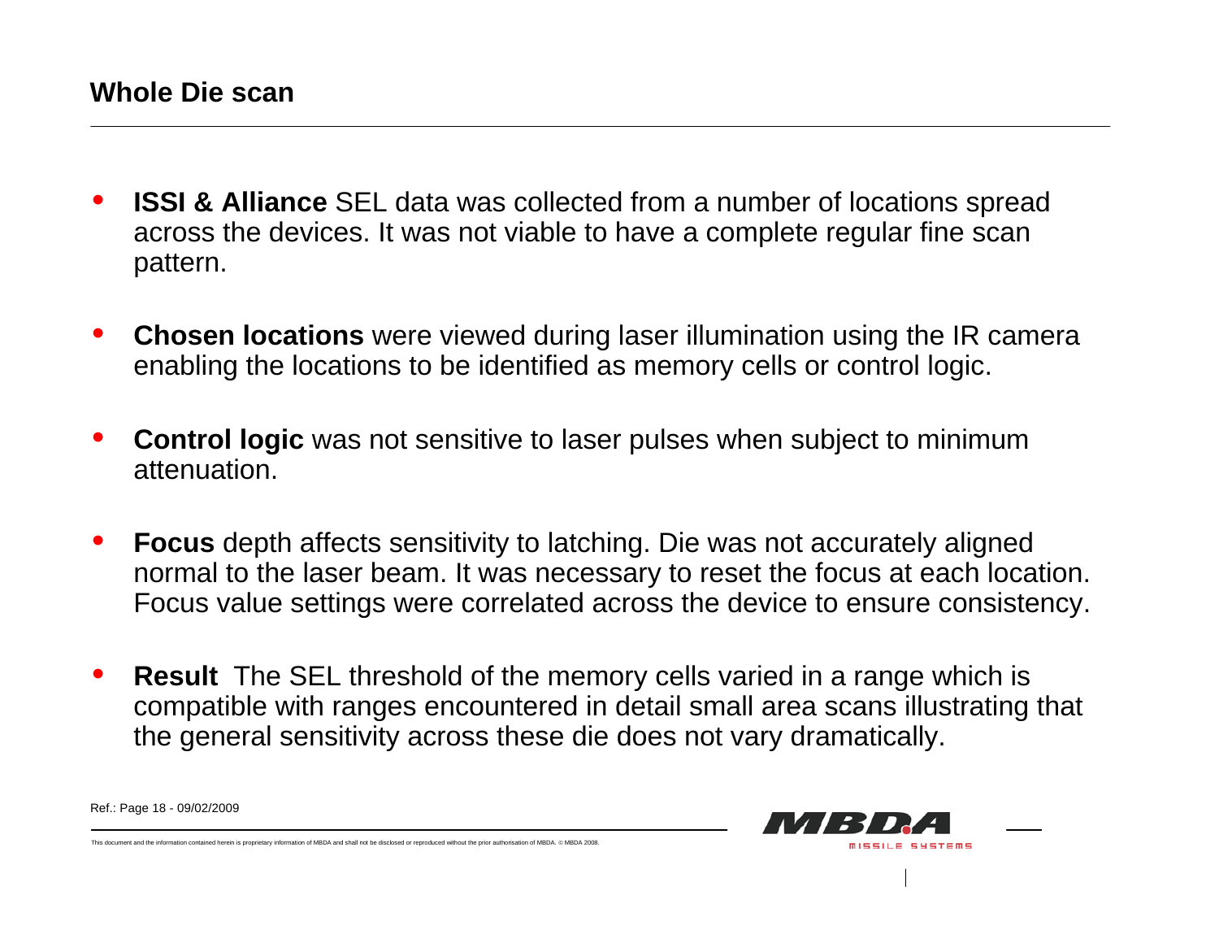## Whole Die scan

- **ISSI & Alliance** SEL data was collected from a number of locations spread across the devices. It was not viable to have a complete regular fine scan pattern.
- **Chosen locations** were viewed during laser illumination using the IR camera enabling the locations to be identified as memory cells or control logic.
- **Control logic** was not sensitive to laser pulses when subject to minimum attenuation.
- **Focus** depth affects sensitivity to latching. Die was not accurately aligned normal to the laser beam. It was necessary to reset the focus at each location. Focus value settings were correlated across the device to ensure consistency.
- **Result** The SEL threshold of the memory cells varied in a range which is compatible with ranges encountered in detail small area scans illustrating that the general sensitivity across these die does not vary dramatically.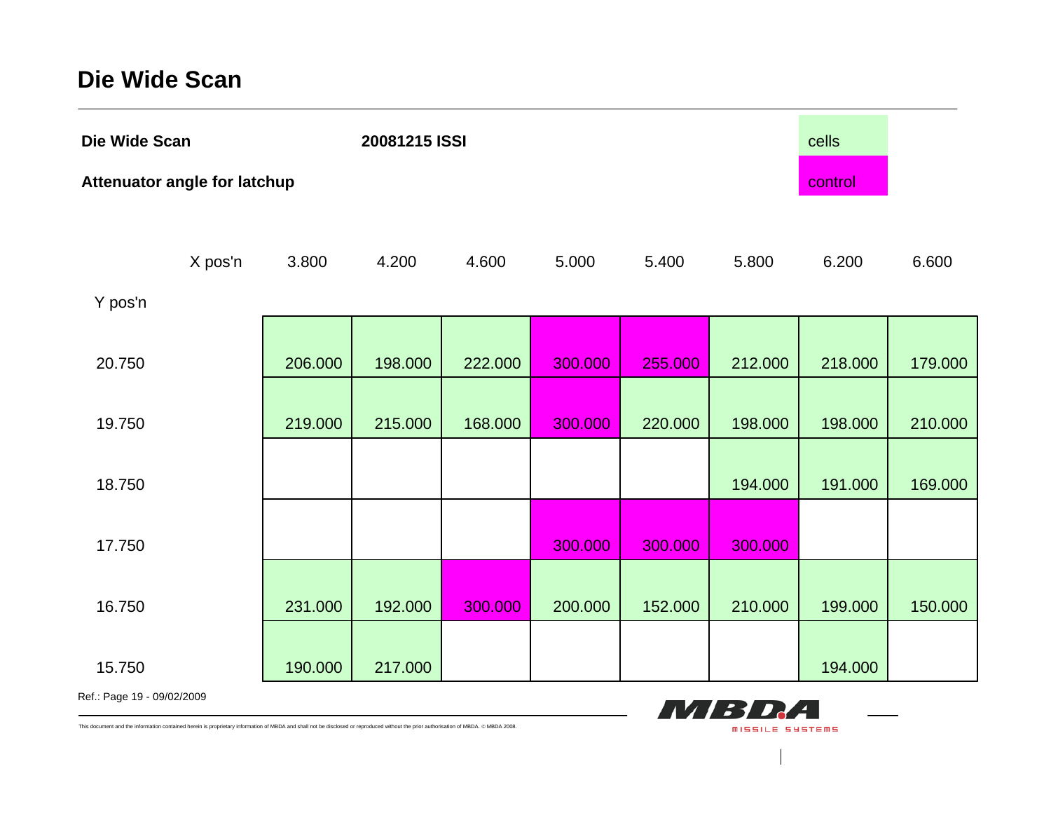# Die Wide Scan

**Die Wide Scan** **20081215 ISSI**

**Attenuator angle for latchup**

Legend: cells (green), control (magenta)

| Y pos'n \ X pos'n | 3.800 | 4.200 | 4.600 | 5.000 | 5.400 | 5.800 | 6.200 | 6.600 |
|---|---|---|---|---|---|---|---|---|
| 20.750 | 206.000 | 198.000 | 222.000 | 300.000 | 255.000 | 212.000 | 218.000 | 179.000 |
| 19.750 | 219.000 | 215.000 | 168.000 | 300.000 | 220.000 | 198.000 | 198.000 | 210.000 |
| 18.750 | | | | | | 194.000 | 191.000 | 169.000 |
| 17.750 | | | | 300.000 | 300.000 | 300.000 | | |
| 16.750 | 231.000 | 192.000 | 300.000 | 200.000 | 152.000 | 210.000 | 199.000 | 150.000 |
| 15.750 | 190.000 | 217.000 | | | | | 194.000 | |

Ref.: Page 19 - 09/02/2009

This document and the information contained herein is proprietary information of MBDA and shall not be disclosed or reproduced without the prior authorisation of MBDA. © MBDA 2008.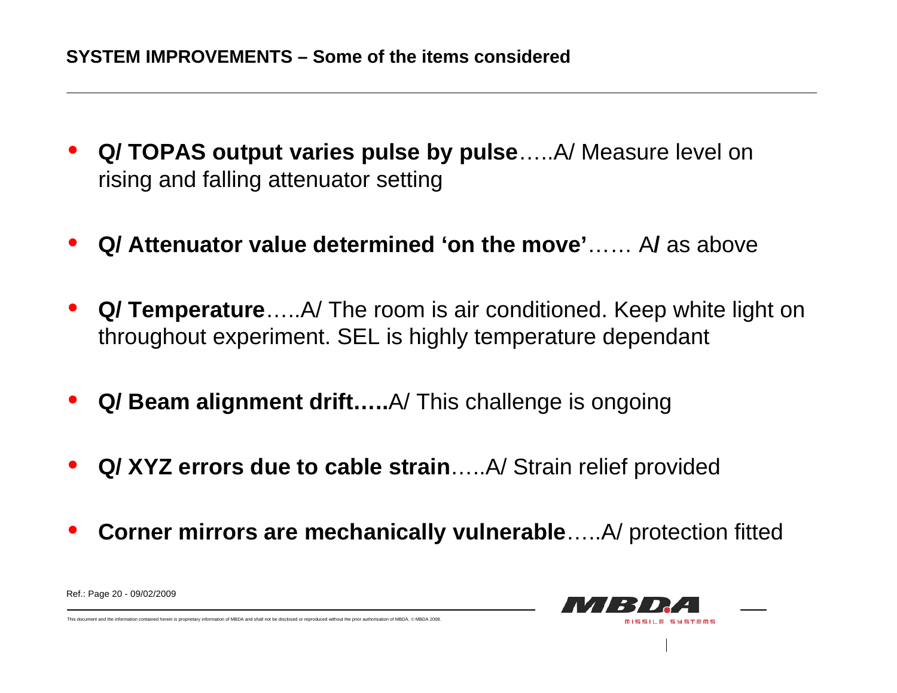## SYSTEM IMPROVEMENTS – Some of the items considered

- **Q/ TOPAS output varies pulse by pulse**…..A/ Measure level on rising and falling attenuator setting
- **Q/ Attenuator value determined 'on the move'**…… A**/** as above
- **Q/ Temperature**…..A/ The room is air conditioned. Keep white light on throughout experiment. SEL is highly temperature dependant
- **Q/ Beam alignment drift…..**A/ This challenge is ongoing
- **Q/ XYZ errors due to cable strain**…..A/ Strain relief provided
- **Corner mirrors are mechanically vulnerable**…..A/ protection fitted

Ref.: Page 20 - 09/02/2009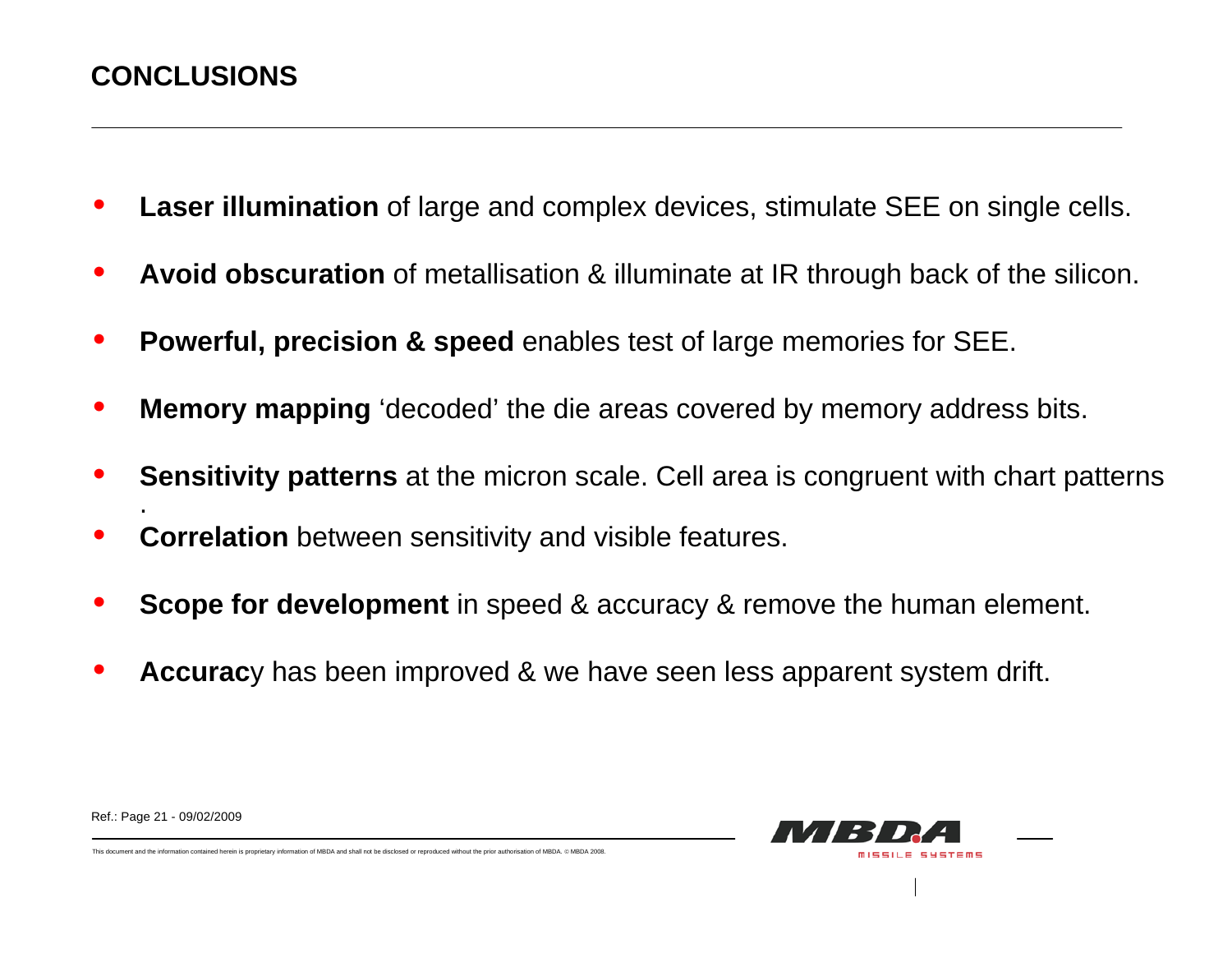## CONCLUSIONS

- **Laser illumination** of large and complex devices, stimulate SEE on single cells.
- **Avoid obscuration** of metallisation & illuminate at IR through back of the silicon.
- **Powerful, precision & speed** enables test of large memories for SEE.
- **Memory mapping** 'decoded' the die areas covered by memory address bits.
- **Sensitivity patterns** at the micron scale. Cell area is congruent with chart patterns .
- **Correlation** between sensitivity and visible features.
- **Scope for development** in speed & accuracy & remove the human element.
- **Accurac**y has been improved & we have seen less apparent system drift.

This document and the information contained herein is proprietary information of MBDA and shall not be disclosed or reproduced without the prior authorisation of MBDA. © MBDA 2008.